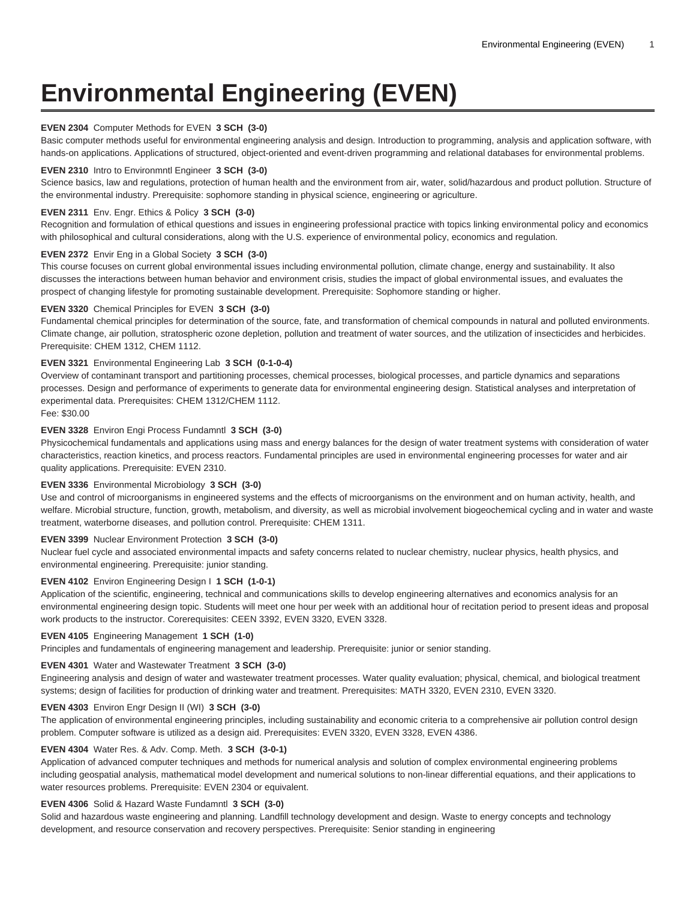# Environmental Engineering (EVEN)

**EVEN 2304** Computer Methods for EVEN **3 SCH (3-0)**
Basic computer methods useful for environmental engineering analysis and design. Introduction to programming, analysis and application software, with hands-on applications. Applications of structured, object-oriented and event-driven programming and relational databases for environmental problems.

**EVEN 2310** Intro to Environmntl Engineer **3 SCH (3-0)**
Science basics, law and regulations, protection of human health and the environment from air, water, solid/hazardous and product pollution. Structure of the environmental industry. Prerequisite: sophomore standing in physical science, engineering or agriculture.

**EVEN 2311** Env. Engr. Ethics & Policy **3 SCH (3-0)**
Recognition and formulation of ethical questions and issues in engineering professional practice with topics linking environmental policy and economics with philosophical and cultural considerations, along with the U.S. experience of environmental policy, economics and regulation.

**EVEN 2372** Envir Eng in a Global Society **3 SCH (3-0)**
This course focuses on current global environmental issues including environmental pollution, climate change, energy and sustainability. It also discusses the interactions between human behavior and environment crisis, studies the impact of global environmental issues, and evaluates the prospect of changing lifestyle for promoting sustainable development. Prerequisite: Sophomore standing or higher.

**EVEN 3320** Chemical Principles for EVEN **3 SCH (3-0)**
Fundamental chemical principles for determination of the source, fate, and transformation of chemical compounds in natural and polluted environments. Climate change, air pollution, stratospheric ozone depletion, pollution and treatment of water sources, and the utilization of insecticides and herbicides. Prerequisite: CHEM 1312, CHEM 1112.

**EVEN 3321** Environmental Engineering Lab **3 SCH (0-1-0-4)**
Overview of contaminant transport and partitioning processes, chemical processes, biological processes, and particle dynamics and separations processes. Design and performance of experiments to generate data for environmental engineering design. Statistical analyses and interpretation of experimental data. Prerequisites: CHEM 1312/CHEM 1112.
Fee: $30.00

**EVEN 3328** Environ Engi Process Fundamntl **3 SCH (3-0)**
Physicochemical fundamentals and applications using mass and energy balances for the design of water treatment systems with consideration of water characteristics, reaction kinetics, and process reactors. Fundamental principles are used in environmental engineering processes for water and air quality applications. Prerequisite: EVEN 2310.

**EVEN 3336** Environmental Microbiology **3 SCH (3-0)**
Use and control of microorganisms in engineered systems and the effects of microorganisms on the environment and on human activity, health, and welfare. Microbial structure, function, growth, metabolism, and diversity, as well as microbial involvement biogeochemical cycling and in water and waste treatment, waterborne diseases, and pollution control. Prerequisite: CHEM 1311.

**EVEN 3399** Nuclear Environment Protection **3 SCH (3-0)**
Nuclear fuel cycle and associated environmental impacts and safety concerns related to nuclear chemistry, nuclear physics, health physics, and environmental engineering. Prerequisite: junior standing.

**EVEN 4102** Environ Engineering Design I **1 SCH (1-0-1)**
Application of the scientific, engineering, technical and communications skills to develop engineering alternatives and economics analysis for an environmental engineering design topic. Students will meet one hour per week with an additional hour of recitation period to present ideas and proposal work products to the instructor. Corerequisites: CEEN 3392, EVEN 3320, EVEN 3328.

**EVEN 4105** Engineering Management **1 SCH (1-0)**
Principles and fundamentals of engineering management and leadership. Prerequisite: junior or senior standing.

**EVEN 4301** Water and Wastewater Treatment **3 SCH (3-0)**
Engineering analysis and design of water and wastewater treatment processes. Water quality evaluation; physical, chemical, and biological treatment systems; design of facilities for production of drinking water and treatment. Prerequisites: MATH 3320, EVEN 2310, EVEN 3320.

**EVEN 4303** Environ Engr Design II (WI) **3 SCH (3-0)**
The application of environmental engineering principles, including sustainability and economic criteria to a comprehensive air pollution control design problem. Computer software is utilized as a design aid. Prerequisites: EVEN 3320, EVEN 3328, EVEN 4386.

**EVEN 4304** Water Res. & Adv. Comp. Meth. **3 SCH (3-0-1)**
Application of advanced computer techniques and methods for numerical analysis and solution of complex environmental engineering problems including geospatial analysis, mathematical model development and numerical solutions to non-linear differential equations, and their applications to water resources problems. Prerequisite: EVEN 2304 or equivalent.

**EVEN 4306** Solid & Hazard Waste Fundamntl **3 SCH (3-0)**
Solid and hazardous waste engineering and planning. Landfill technology development and design. Waste to energy concepts and technology development, and resource conservation and recovery perspectives. Prerequisite: Senior standing in engineering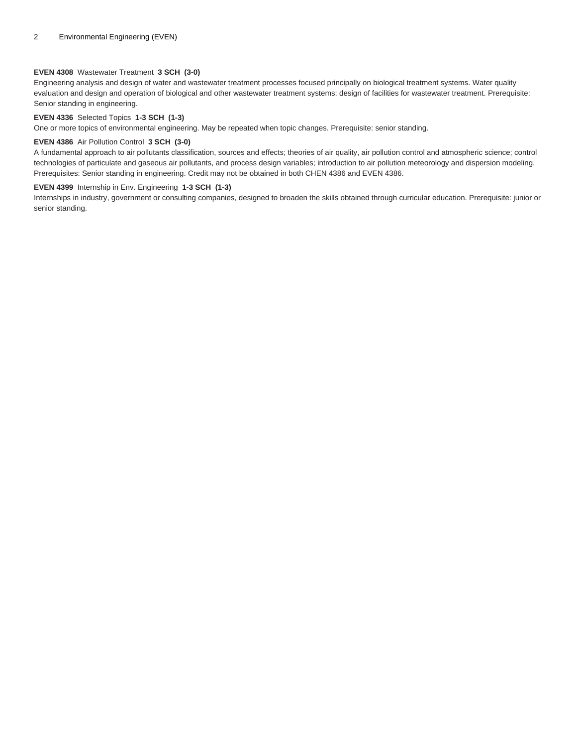**EVEN 4308** Wastewater Treatment **3 SCH (3-0)**

Engineering analysis and design of water and wastewater treatment processes focused principally on biological treatment systems. Water quality evaluation and design and operation of biological and other wastewater treatment systems; design of facilities for wastewater treatment. Prerequisite: Senior standing in engineering.

**EVEN 4336** Selected Topics **1-3 SCH (1-3)**

One or more topics of environmental engineering. May be repeated when topic changes. Prerequisite: senior standing.

**EVEN 4386** Air Pollution Control **3 SCH (3-0)**

A fundamental approach to air pollutants classification, sources and effects; theories of air quality, air pollution control and atmospheric science; control technologies of particulate and gaseous air pollutants, and process design variables; introduction to air pollution meteorology and dispersion modeling. Prerequisites: Senior standing in engineering. Credit may not be obtained in both CHEN 4386 and EVEN 4386.

**EVEN 4399** Internship in Env. Engineering **1-3 SCH (1-3)**

Internships in industry, government or consulting companies, designed to broaden the skills obtained through curricular education. Prerequisite: junior or senior standing.